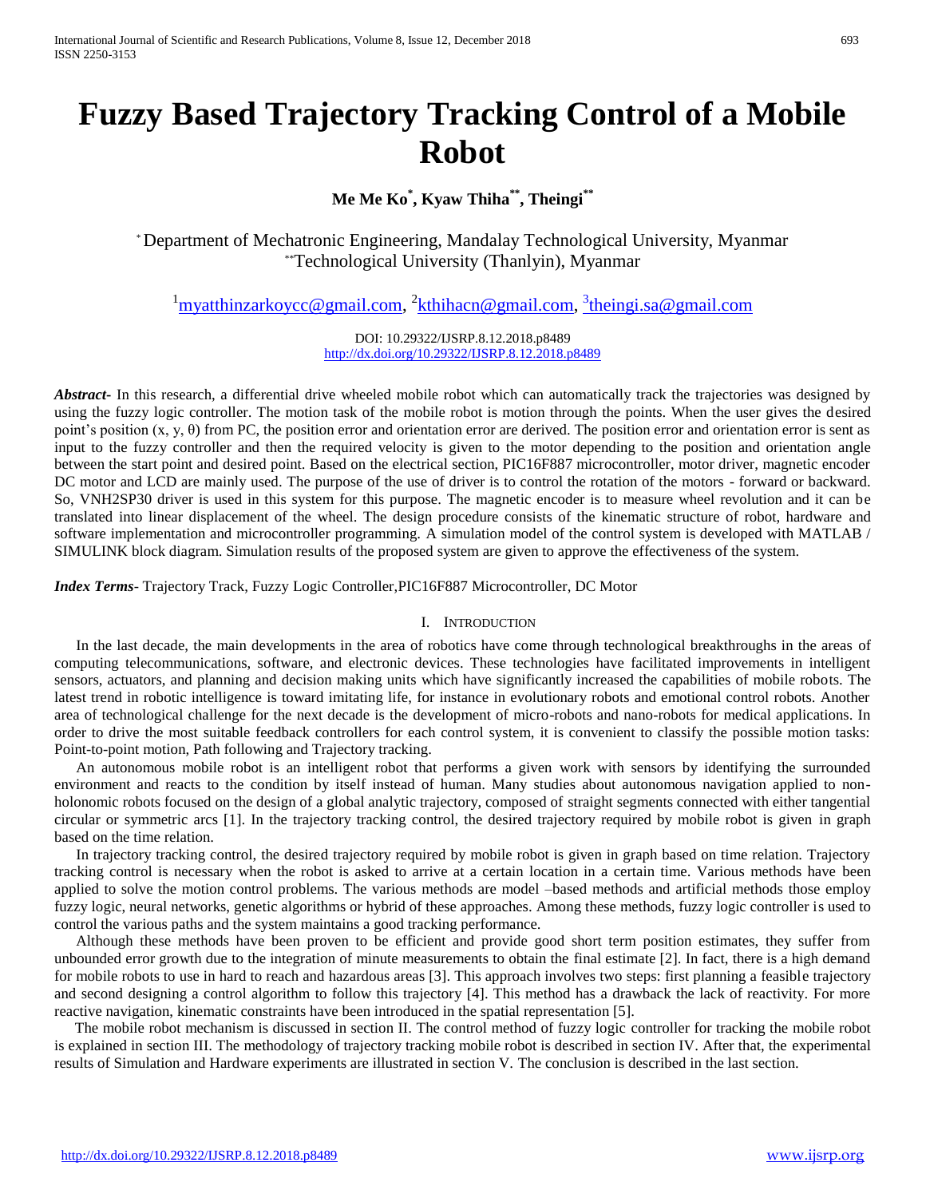# Fuzzy Based Trajectory Tracking Control of a Mobile Robot

**Me Me Ko[*], Kyaw Thiha[**], Theingi[**]**

[*] Department of Mechatronic Engineering, Mandalay Technological University, Myanmar
[**] Technological University (Thanlyin), Myanmar

[1] myatthinzarkoycc@gmail.com, [2] kthihacn@gmail.com, [3] theingi.sa@gmail.com

DOI: 10.29322/IJSRP.8.12.2018.p8489
http://dx.doi.org/10.29322/IJSRP.8.12.2018.p8489

***Abstract-*** In this research, a differential drive wheeled mobile robot which can automatically track the trajectories was designed by using the fuzzy logic controller. The motion task of the mobile robot is motion through the points. When the user gives the desired point's position (x, y, θ) from PC, the position error and orientation error are derived. The position error and orientation error is sent as input to the fuzzy controller and then the required velocity is given to the motor depending to the position and orientation angle between the start point and desired point. Based on the electrical section, PIC16F887 microcontroller, motor driver, magnetic encoder DC motor and LCD are mainly used. The purpose of the use of driver is to control the rotation of the motors - forward or backward. So, VNH2SP30 driver is used in this system for this purpose. The magnetic encoder is to measure wheel revolution and it can be translated into linear displacement of the wheel. The design procedure consists of the kinematic structure of robot, hardware and software implementation and microcontroller programming. A simulation model of the control system is developed with MATLAB / SIMULINK block diagram. Simulation results of the proposed system are given to approve the effectiveness of the system.

***Index Terms*****-** Trajectory Track, Fuzzy Logic Controller,PIC16F887 Microcontroller, DC Motor

## I. Introduction

In the last decade, the main developments in the area of robotics have come through technological breakthroughs in the areas of computing telecommunications, software, and electronic devices. These technologies have facilitated improvements in intelligent sensors, actuators, and planning and decision making units which have significantly increased the capabilities of mobile robots. The latest trend in robotic intelligence is toward imitating life, for instance in evolutionary robots and emotional control robots. Another area of technological challenge for the next decade is the development of micro-robots and nano-robots for medical applications. In order to drive the most suitable feedback controllers for each control system, it is convenient to classify the possible motion tasks: Point-to-point motion, Path following and Trajectory tracking.

An autonomous mobile robot is an intelligent robot that performs a given work with sensors by identifying the surrounded environment and reacts to the condition by itself instead of human. Many studies about autonomous navigation applied to non-holonomic robots focused on the design of a global analytic trajectory, composed of straight segments connected with either tangential circular or symmetric arcs [1]. In the trajectory tracking control, the desired trajectory required by mobile robot is given in graph based on the time relation.

In trajectory tracking control, the desired trajectory required by mobile robot is given in graph based on time relation. Trajectory tracking control is necessary when the robot is asked to arrive at a certain location in a certain time. Various methods have been applied to solve the motion control problems. The various methods are model –based methods and artificial methods those employ fuzzy logic, neural networks, genetic algorithms or hybrid of these approaches. Among these methods, fuzzy logic controller is used to control the various paths and the system maintains a good tracking performance.

Although these methods have been proven to be efficient and provide good short term position estimates, they suffer from unbounded error growth due to the integration of minute measurements to obtain the final estimate [2]. In fact, there is a high demand for mobile robots to use in hard to reach and hazardous areas [3]. This approach involves two steps: first planning a feasible trajectory and second designing a control algorithm to follow this trajectory [4]. This method has a drawback the lack of reactivity. For more reactive navigation, kinematic constraints have been introduced in the spatial representation [5].

The mobile robot mechanism is discussed in section II. The control method of fuzzy logic controller for tracking the mobile robot is explained in section III. The methodology of trajectory tracking mobile robot is described in section IV. After that, the experimental results of Simulation and Hardware experiments are illustrated in section V. The conclusion is described in the last section.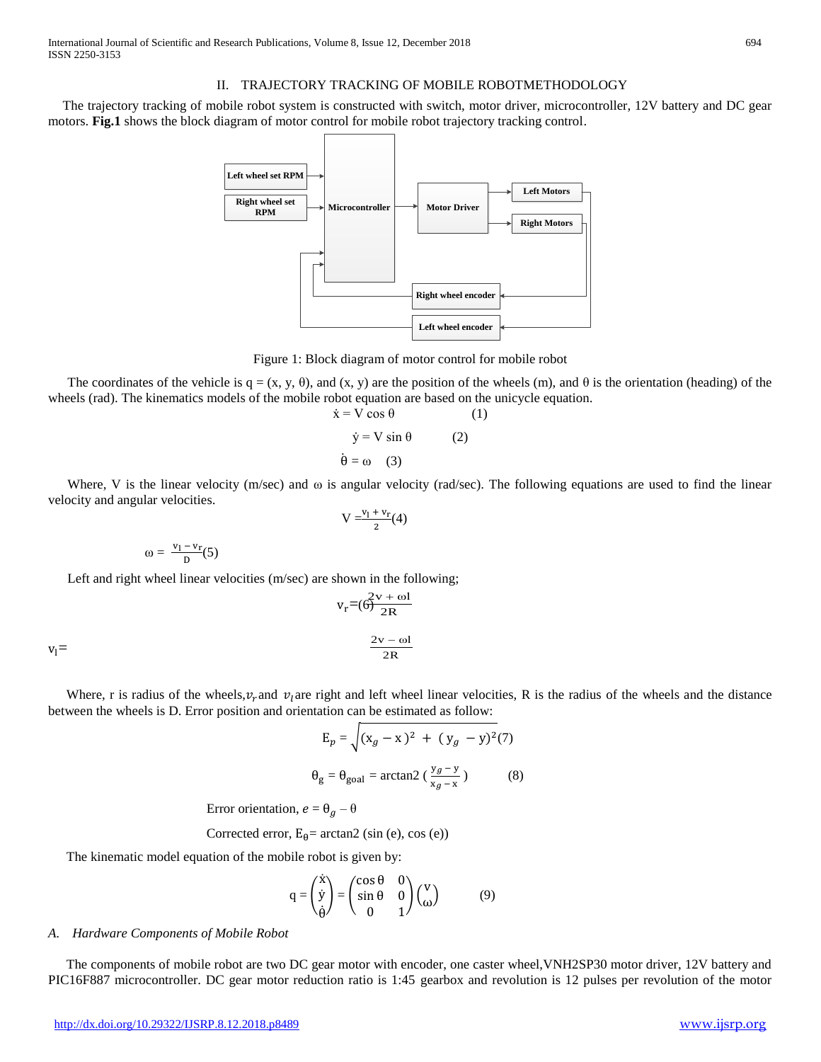## II. TRAJECTORY TRACKING OF MOBILE ROBOTMETHODOLOGY

The trajectory tracking of mobile robot system is constructed with switch, motor driver, microcontroller, 12V battery and DC gear motors. **Fig.1** shows the block diagram of motor control for mobile robot trajectory tracking control.

Figure 1: Block diagram of motor control for mobile robot

The coordinates of the vehicle is q = (x, y, θ), and (x, y) are the position of the wheels (m), and θ is the orientation (heading) of the wheels (rad). The kinematics models of the mobile robot equation are based on the unicycle equation.

$$\dot{x} = V \cos \theta \quad (1)$$

$$\dot{y} = V \sin \theta \quad (2)$$

$$\dot{\theta} = \omega \quad (3)$$

Where, V is the linear velocity (m/sec) and ω is angular velocity (rad/sec). The following equations are used to find the linear velocity and angular velocities.

$$V = \frac{v_l + v_r}{2} \quad (4)$$

$$\omega = \frac{v_l - v_r}{D} \quad (5)$$

Left and right wheel linear velocities (m/sec) are shown in the following;

$$v_r = \frac{2v + \omega l}{2R} \quad (6)$$

$$v_l = \frac{2v - \omega l}{2R}$$

Where, r is radius of the wheels, $v_r$ and $v_l$ are right and left wheel linear velocities, R is the radius of the wheels and the distance between the wheels is D. Error position and orientation can be estimated as follow:

$$E_p = \sqrt{(x_g - x)^2 + (y_g - y)^2} \quad (7)$$

$$\theta_g = \theta_{goal} = \arctan2\left(\frac{y_g - y}{x_g - x}\right) \quad (8)$$

Error orientation, $e = \theta_g - \theta$

Corrected error, $E_\theta = \arctan2(\sin(e), \cos(e))$

The kinematic model equation of the mobile robot is given by:

$$q = \begin{pmatrix} \dot{x} \\ \dot{y} \\ \dot{\theta} \end{pmatrix} = \begin{pmatrix} \cos\theta & 0 \\ \sin\theta & 0 \\ 0 & 1 \end{pmatrix} \begin{pmatrix} v \\ \omega \end{pmatrix} \quad (9)$$

### A. Hardware Components of Mobile Robot

The components of mobile robot are two DC gear motor with encoder, one caster wheel,VNH2SP30 motor driver, 12V battery and PIC16F887 microcontroller. DC gear motor reduction ratio is 1:45 gearbox and revolution is 12 pulses per revolution of the motor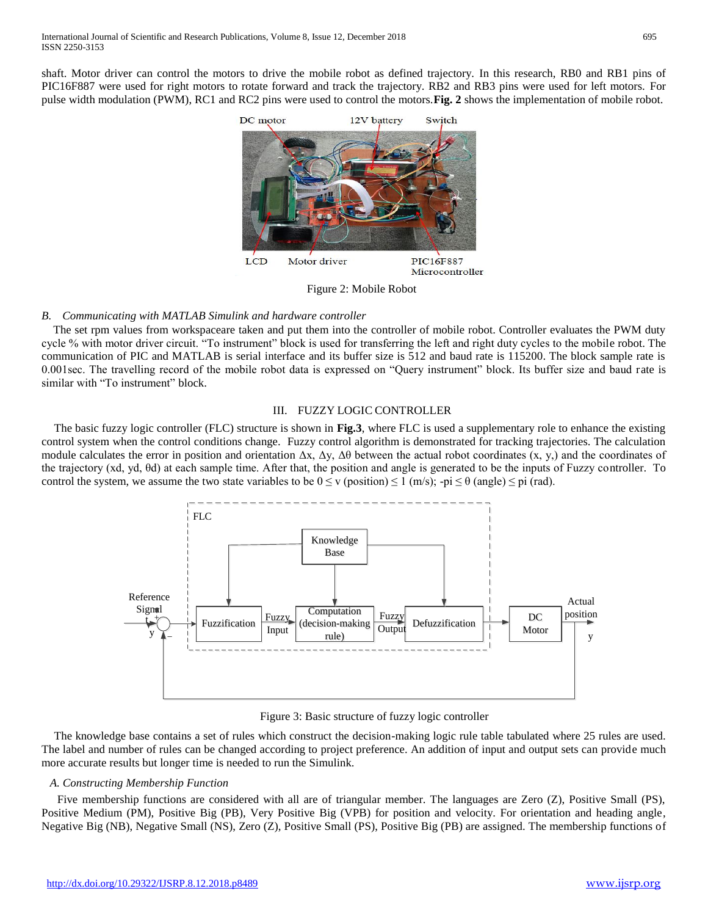shaft. Motor driver can control the motors to drive the mobile robot as defined trajectory. In this research, RB0 and RB1 pins of PIC16F887 were used for right motors to rotate forward and track the trajectory. RB2 and RB3 pins were used for left motors. For pulse width modulation (PWM), RC1 and RC2 pins were used to control the motors. **Fig. 2** shows the implementation of mobile robot.

Figure 2: Mobile Robot

### *B. Communicating with MATLAB Simulink and hardware controller*

The set rpm values from workspaceare taken and put them into the controller of mobile robot. Controller evaluates the PWM duty cycle % with motor driver circuit. "To instrument" block is used for transferring the left and right duty cycles to the mobile robot. The communication of PIC and MATLAB is serial interface and its buffer size is 512 and baud rate is 115200. The block sample rate is 0.001sec. The travelling record of the mobile robot data is expressed on "Query instrument" block. Its buffer size and baud rate is similar with "To instrument" block.

## III. FUZZY LOGIC CONTROLLER

The basic fuzzy logic controller (FLC) structure is shown in **Fig.3**, where FLC is used a supplementary role to enhance the existing control system when the control conditions change. Fuzzy control algorithm is demonstrated for tracking trajectories. The calculation module calculates the error in position and orientation $\Delta x$, $\Delta y$, $\Delta\theta$ between the actual robot coordinates (x, y,) and the coordinates of the trajectory (xd, yd, θd) at each sample time. After that, the position and angle is generated to be the inputs of Fuzzy controller. To control the system, we assume the two state variables to be $0 \leq v$ (position) $\leq 1$ (m/s); $-pi \leq \theta$ (angle) $\leq pi$ (rad).

Figure 3: Basic structure of fuzzy logic controller

The knowledge base contains a set of rules which construct the decision-making logic rule table tabulated where 25 rules are used. The label and number of rules can be changed according to project preference. An addition of input and output sets can provide much more accurate results but longer time is needed to run the Simulink.

### *A. Constructing Membership Function*

Five membership functions are considered with all are of triangular member. The languages are Zero (Z), Positive Small (PS), Positive Medium (PM), Positive Big (PB), Very Positive Big (VPB) for position and velocity. For orientation and heading angle, Negative Big (NB), Negative Small (NS), Zero (Z), Positive Small (PS), Positive Big (PB) are assigned. The membership functions of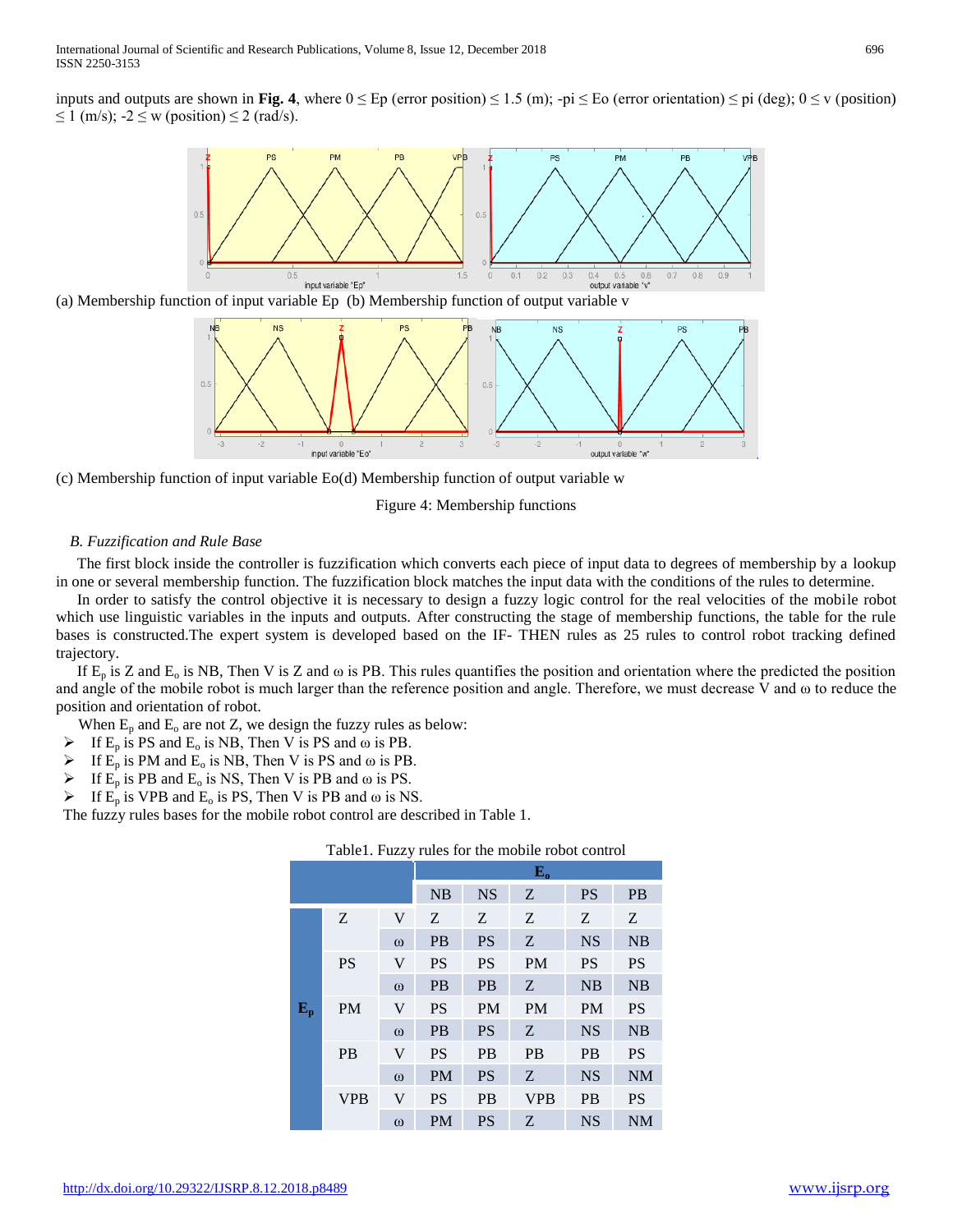inputs and outputs are shown in **Fig. 4**, where $0 \le$ Ep (error position) $\le 1.5$ (m); -pi $\le$ Eo (error orientation) $\le$ pi (deg); $0 \le$ v (position) $\le 1$ (m/s); $-2 \le$ w (position) $\le 2$ (rad/s).

(a) Membership function of input variable Ep (b) Membership function of output variable v

(c) Membership function of input variable Eo(d) Membership function of output variable w

Figure 4: Membership functions

### *B. Fuzzification and Rule Base*

The first block inside the controller is fuzzification which converts each piece of input data to degrees of membership by a lookup in one or several membership function. The fuzzification block matches the input data with the conditions of the rules to determine.

In order to satisfy the control objective it is necessary to design a fuzzy logic control for the real velocities of the mobile robot which use linguistic variables in the inputs and outputs. After constructing the stage of membership functions, the table for the rule bases is constructed.The expert system is developed based on the IF- THEN rules as 25 rules to control robot tracking defined trajectory.

If $E_p$ is Z and $E_o$ is NB, Then V is Z and ω is PB. This rules quantifies the position and orientation where the predicted the position and angle of the mobile robot is much larger than the reference position and angle. Therefore, we must decrease V and ω to reduce the position and orientation of robot.

When $E_p$ and $E_o$ are not Z, we design the fuzzy rules as below:

- If $E_p$ is PS and $E_o$ is NB, Then V is PS and ω is PB.
- If $E_p$ is PM and $E_o$ is NB, Then V is PS and ω is PB.
- If $E_p$ is PB and $E_o$ is NS, Then V is PB and ω is PS.
- If $E_p$ is VPB and $E_o$ is PS, Then V is PB and ω is NS.

The fuzzy rules bases for the mobile robot control are described in Table 1.

Table1. Fuzzy rules for the mobile robot control

| | | | **$E_o$** | | | | |
|---|---|---|---|---|---|---|---|
| | | | NB | NS | Z | PS | PB |
| **$E_p$** | Z | V | Z | Z | Z | Z | Z |
| | | ω | PB | PS | Z | NS | NB |
| | PS | V | PS | PS | PM | PS | PS |
| | | ω | PB | PB | Z | NB | NB |
| | PM | V | PS | PM | PM | PM | PS |
| | | ω | PB | PS | Z | NS | NB |
| | PB | V | PS | PB | PB | PB | PS |
| | | ω | PM | PS | Z | NS | NM |
| | VPB | V | PS | PB | VPB | PB | PS |
| | | ω | PM | PS | Z | NS | NM |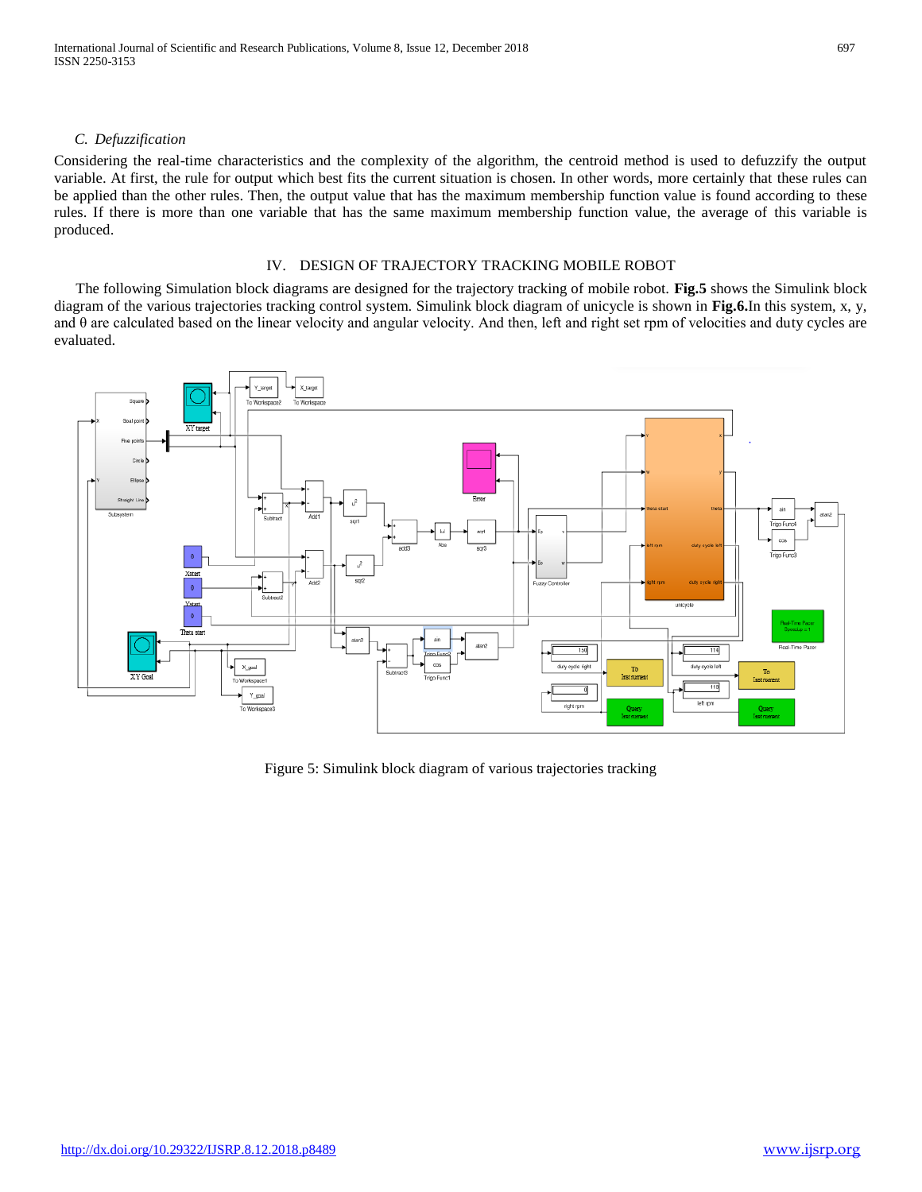### C. Defuzzification

Considering the real-time characteristics and the complexity of the algorithm, the centroid method is used to defuzzify the output variable. At first, the rule for output which best fits the current situation is chosen. In other words, more certainly that these rules can be applied than the other rules. Then, the output value that has the maximum membership function value is found according to these rules. If there is more than one variable that has the same maximum membership function value, the average of this variable is produced.

## IV. DESIGN OF TRAJECTORY TRACKING MOBILE ROBOT

The following Simulation block diagrams are designed for the trajectory tracking of mobile robot. **Fig.5** shows the Simulink block diagram of the various trajectories tracking control system. Simulink block diagram of unicycle is shown in **Fig.6.**In this system, x, y, and θ are calculated based on the linear velocity and angular velocity. And then, left and right set rpm of velocities and duty cycles are evaluated.

Figure 5: Simulink block diagram of various trajectories tracking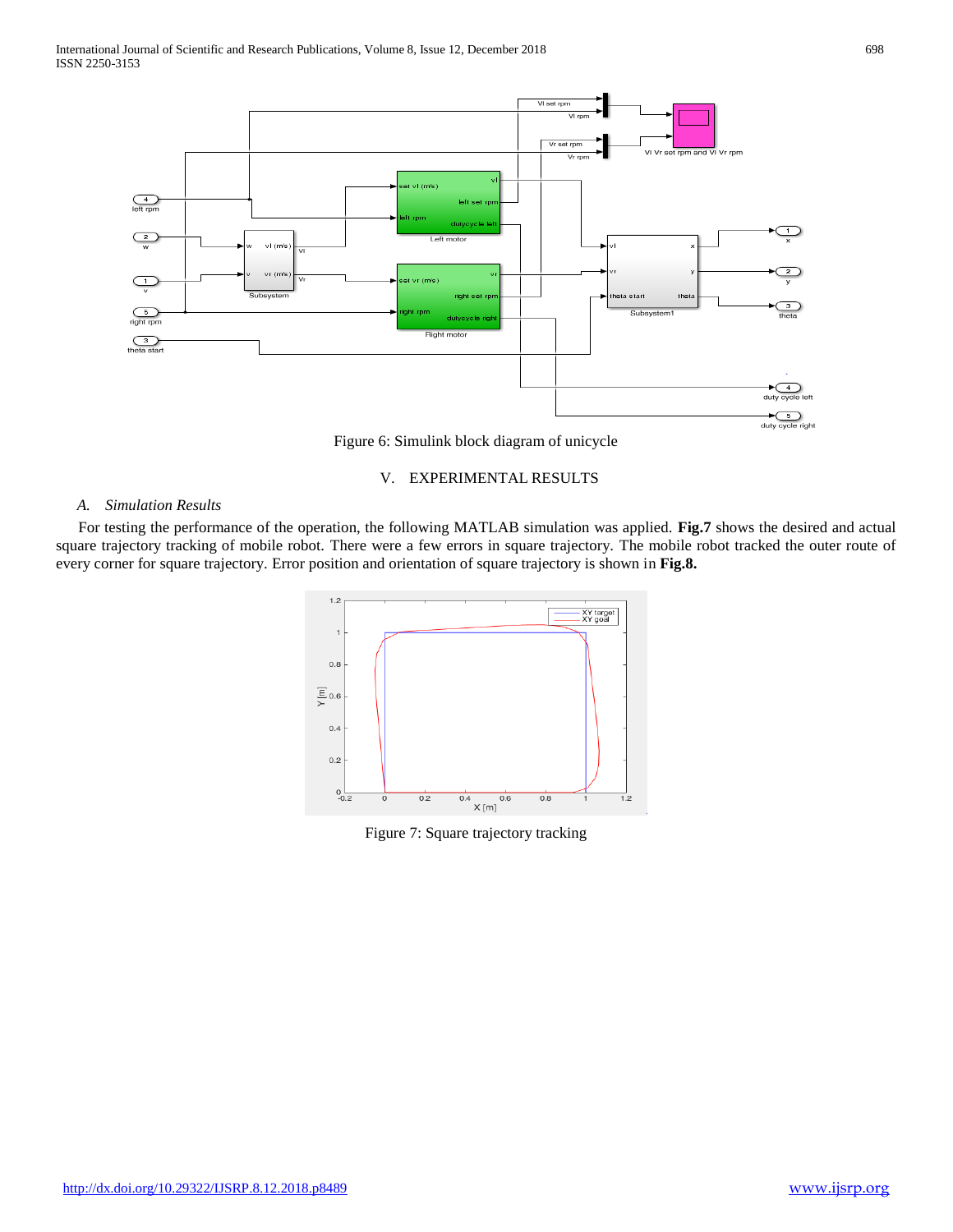Figure 6: Simulink block diagram of unicycle

## V. EXPERIMENTAL RESULTS

### *A. Simulation Results*

For testing the performance of the operation, the following MATLAB simulation was applied. **Fig.7** shows the desired and actual square trajectory tracking of mobile robot. There were a few errors in square trajectory. The mobile robot tracked the outer route of every corner for square trajectory. Error position and orientation of square trajectory is shown in **Fig.8.**

Figure 7: Square trajectory tracking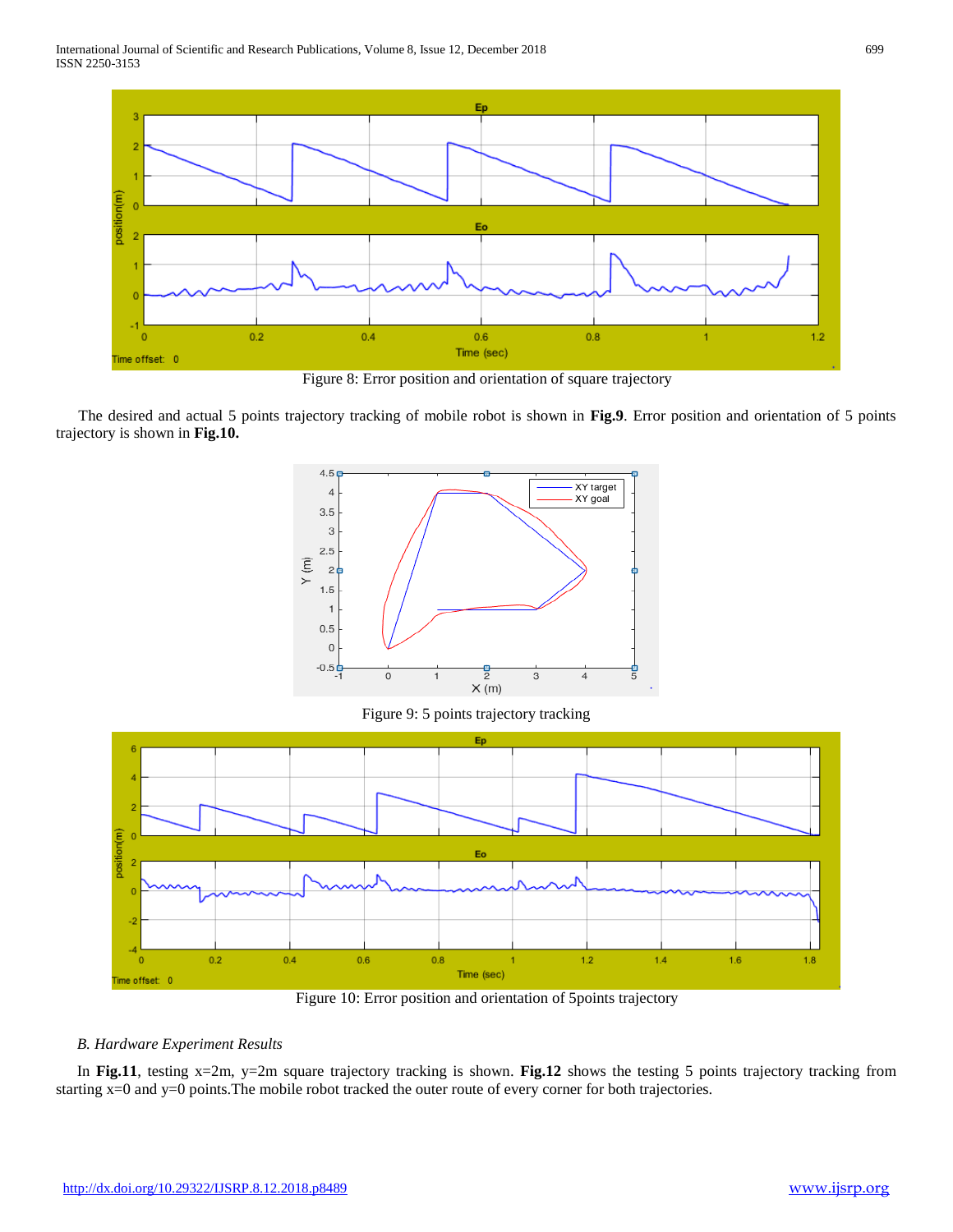Figure 8: Error position and orientation of square trajectory

The desired and actual 5 points trajectory tracking of mobile robot is shown in **Fig.9**. Error position and orientation of 5 points trajectory is shown in **Fig.10.**

Figure 9: 5 points trajectory tracking

Figure 10: Error position and orientation of 5points trajectory

### *B. Hardware Experiment Results*

In **Fig.11**, testing x=2m, y=2m square trajectory tracking is shown. **Fig.12** shows the testing 5 points trajectory tracking from starting x=0 and y=0 points.The mobile robot tracked the outer route of every corner for both trajectories.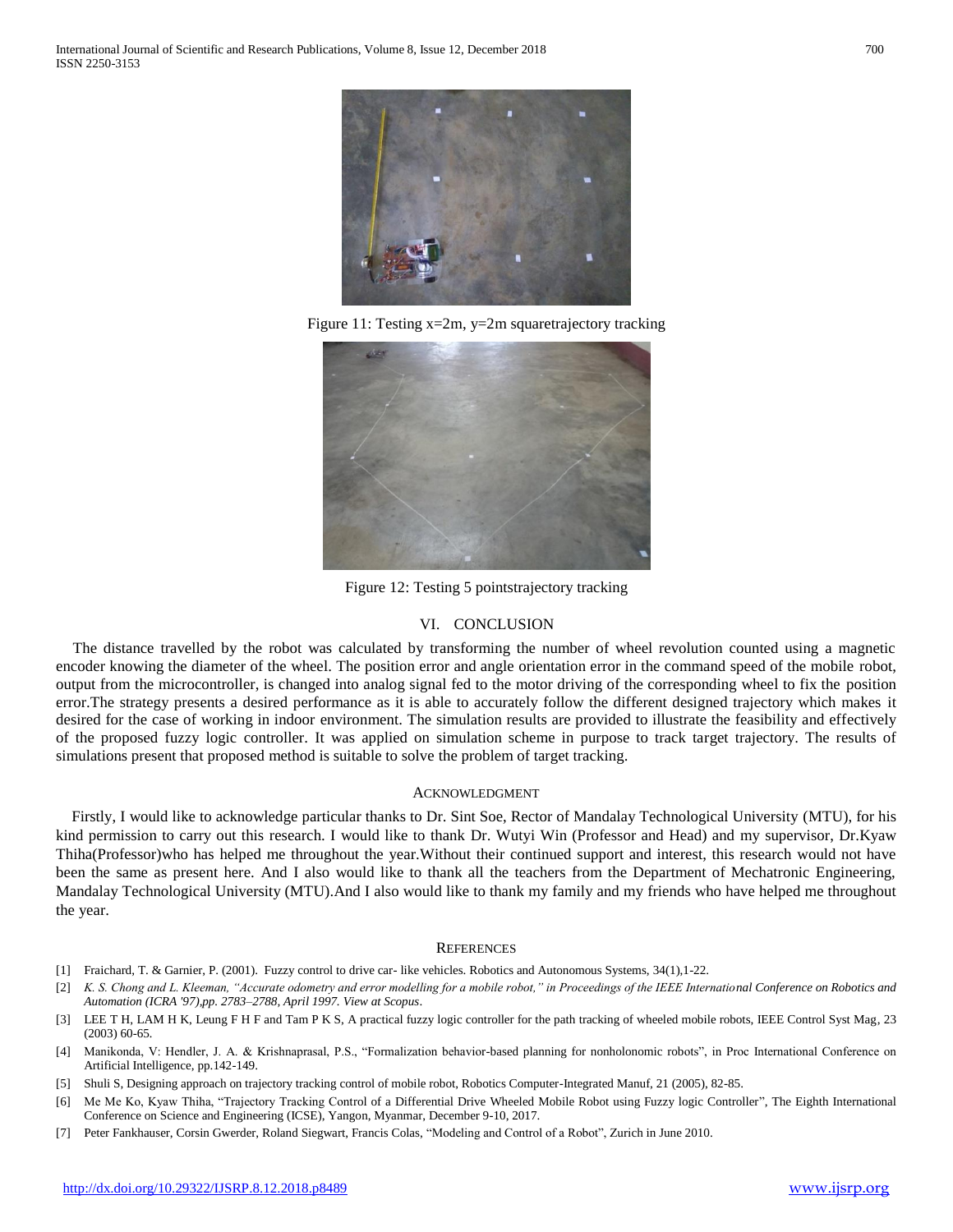Figure 11: Testing x=2m, y=2m squaretrajectory tracking

Figure 12: Testing 5 pointstrajectory tracking

## VI. CONCLUSION

The distance travelled by the robot was calculated by transforming the number of wheel revolution counted using a magnetic encoder knowing the diameter of the wheel. The position error and angle orientation error in the command speed of the mobile robot, output from the microcontroller, is changed into analog signal fed to the motor driving of the corresponding wheel to fix the position error.The strategy presents a desired performance as it is able to accurately follow the different designed trajectory which makes it desired for the case of working in indoor environment. The simulation results are provided to illustrate the feasibility and effectively of the proposed fuzzy logic controller. It was applied on simulation scheme in purpose to track target trajectory. The results of simulations present that proposed method is suitable to solve the problem of target tracking.

## ACKNOWLEDGMENT

Firstly, I would like to acknowledge particular thanks to Dr. Sint Soe, Rector of Mandalay Technological University (MTU), for his kind permission to carry out this research. I would like to thank Dr. Wutyi Win (Professor and Head) and my supervisor, Dr.Kyaw Thiha(Professor)who has helped me throughout the year.Without their continued support and interest, this research would not have been the same as present here. And I also would like to thank all the teachers from the Department of Mechatronic Engineering, Mandalay Technological University (MTU).And I also would like to thank my family and my friends who have helped me throughout the year.

## REFERENCES

[1] Fraichard, T. & Garnier, P. (2001). Fuzzy control to drive car- like vehicles. Robotics and Autonomous Systems, 34(1),1-22.

[2] *K. S. Chong and L. Kleeman, "Accurate odometry and error modelling for a mobile robot," in Proceedings of the IEEE International Conference on Robotics and Automation (ICRA '97),pp. 2783–2788, April 1997. View at Scopus.*

[3] LEE T H, LAM H K, Leung F H F and Tam P K S, A practical fuzzy logic controller for the path tracking of wheeled mobile robots, IEEE Control Syst Mag, 23 (2003) 60-65.

[4] Manikonda, V: Hendler, J. A. & Krishnaprasal, P.S., "Formalization behavior-based planning for nonholonomic robots", in Proc International Conference on Artificial Intelligence, pp.142-149.

[5] Shuli S, Designing approach on trajectory tracking control of mobile robot, Robotics Computer-Integrated Manuf, 21 (2005), 82-85.

[6] Me Me Ko, Kyaw Thiha, "Trajectory Tracking Control of a Differential Drive Wheeled Mobile Robot using Fuzzy logic Controller", The Eighth International Conference on Science and Engineering (ICSE), Yangon, Myanmar, December 9-10, 2017.

[7] Peter Fankhauser, Corsin Gwerder, Roland Siegwart, Francis Colas, "Modeling and Control of a Robot", Zurich in June 2010.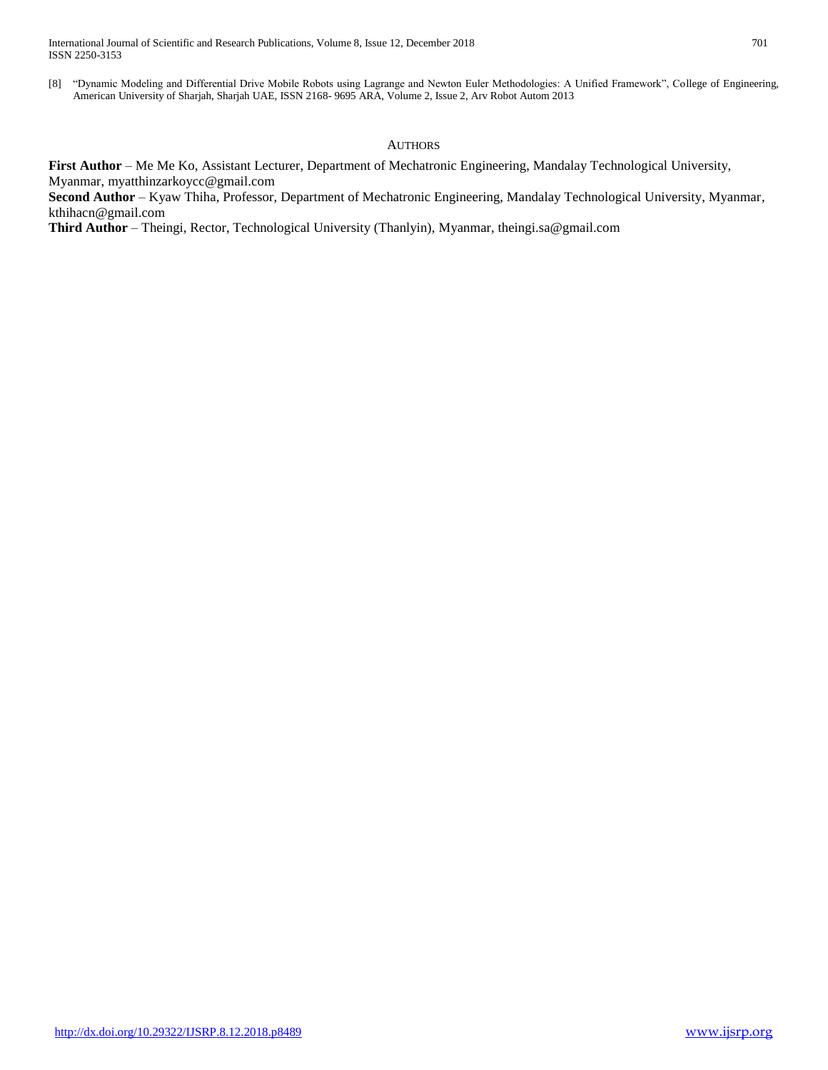[8] "Dynamic Modeling and Differential Drive Mobile Robots using Lagrange and Newton Euler Methodologies: A Unified Framework", College of Engineering, American University of Sharjah, Sharjah UAE, ISSN 2168- 9695 ARA, Volume 2, Issue 2, Arv Robot Autom 2013

## AUTHORS

**First Author** – Me Me Ko, Assistant Lecturer, Department of Mechatronic Engineering, Mandalay Technological University, Myanmar, myatthinzarkoycc@gmail.com

**Second Author** – Kyaw Thiha, Professor, Department of Mechatronic Engineering, Mandalay Technological University, Myanmar, kthihacn@gmail.com

**Third Author** – Theingi, Rector, Technological University (Thanlyin), Myanmar, theingi.sa@gmail.com